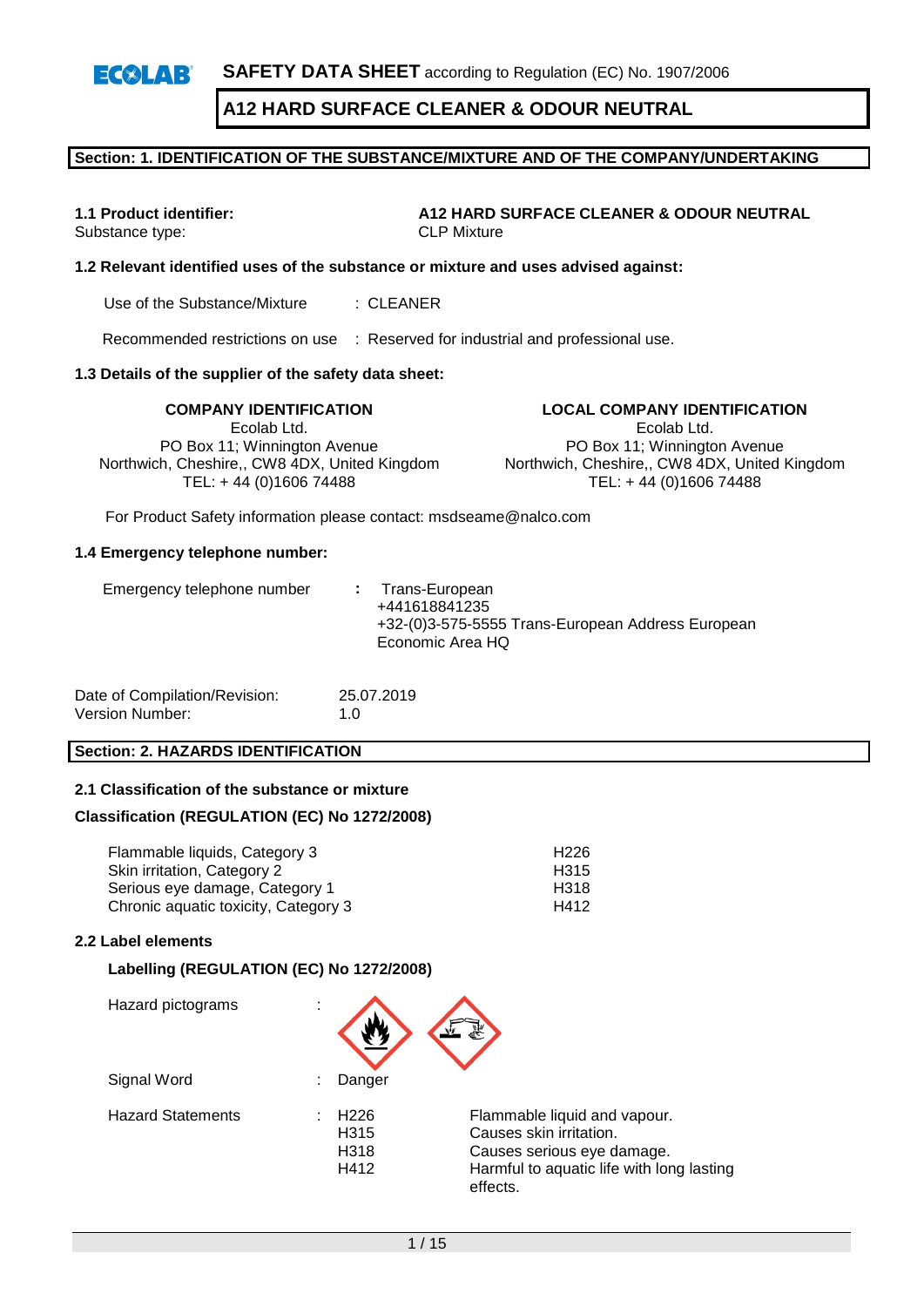# SAFETY DATA SHEET according to Regulation (EC) No. 1907/2006

# A12 HARD SURFACE CLEANER & ODOUR NEUTRAL

## Section: 1. IDENTIFICATION OF THE SUBSTANCE/MIXTURE AND OF THE COMPANY/UNDERTAKING

**1.1 Product identifier:** **A12 HARD SURFACE CLEANER & ODOUR NEUTRAL**

Substance type: CLP Mixture

**1.2 Relevant identified uses of the substance or mixture and uses advised against:**

Use of the Substance/Mixture : CLEANER

Recommended restrictions on use : Reserved for industrial and professional use.

**1.3 Details of the supplier of the safety data sheet:**

**COMPANY IDENTIFICATION**
Ecolab Ltd.
PO Box 11; Winnington Avenue
Northwich, Cheshire,, CW8 4DX, United Kingdom
TEL: + 44 (0)1606 74488

**LOCAL COMPANY IDENTIFICATION**
Ecolab Ltd.
PO Box 11; Winnington Avenue
Northwich, Cheshire,, CW8 4DX, United Kingdom
TEL: + 44 (0)1606 74488

For Product Safety information please contact: msdseame@nalco.com

**1.4 Emergency telephone number:**

Emergency telephone number : Trans-European
+441618841235
+32-(0)3-575-5555 Trans-European Address European Economic Area HQ

Date of Compilation/Revision: 25.07.2019
Version Number: 1.0

## Section: 2. HAZARDS IDENTIFICATION

**2.1 Classification of the substance or mixture**

**Classification (REGULATION (EC) No 1272/2008)**

| | |
|---|---|
| Flammable liquids, Category 3 | H226 |
| Skin irritation, Category 2 | H315 |
| Serious eye damage, Category 1 | H318 |
| Chronic aquatic toxicity, Category 3 | H412 |

**2.2 Label elements**

**Labelling (REGULATION (EC) No 1272/2008)**

Hazard pictograms :

Signal Word : Danger

| Hazard Statements | | |
|---|---|---|
| : | H226 | Flammable liquid and vapour. |
| | H315 | Causes skin irritation. |
| | H318 | Causes serious eye damage. |
| | H412 | Harmful to aquatic life with long lasting effects. |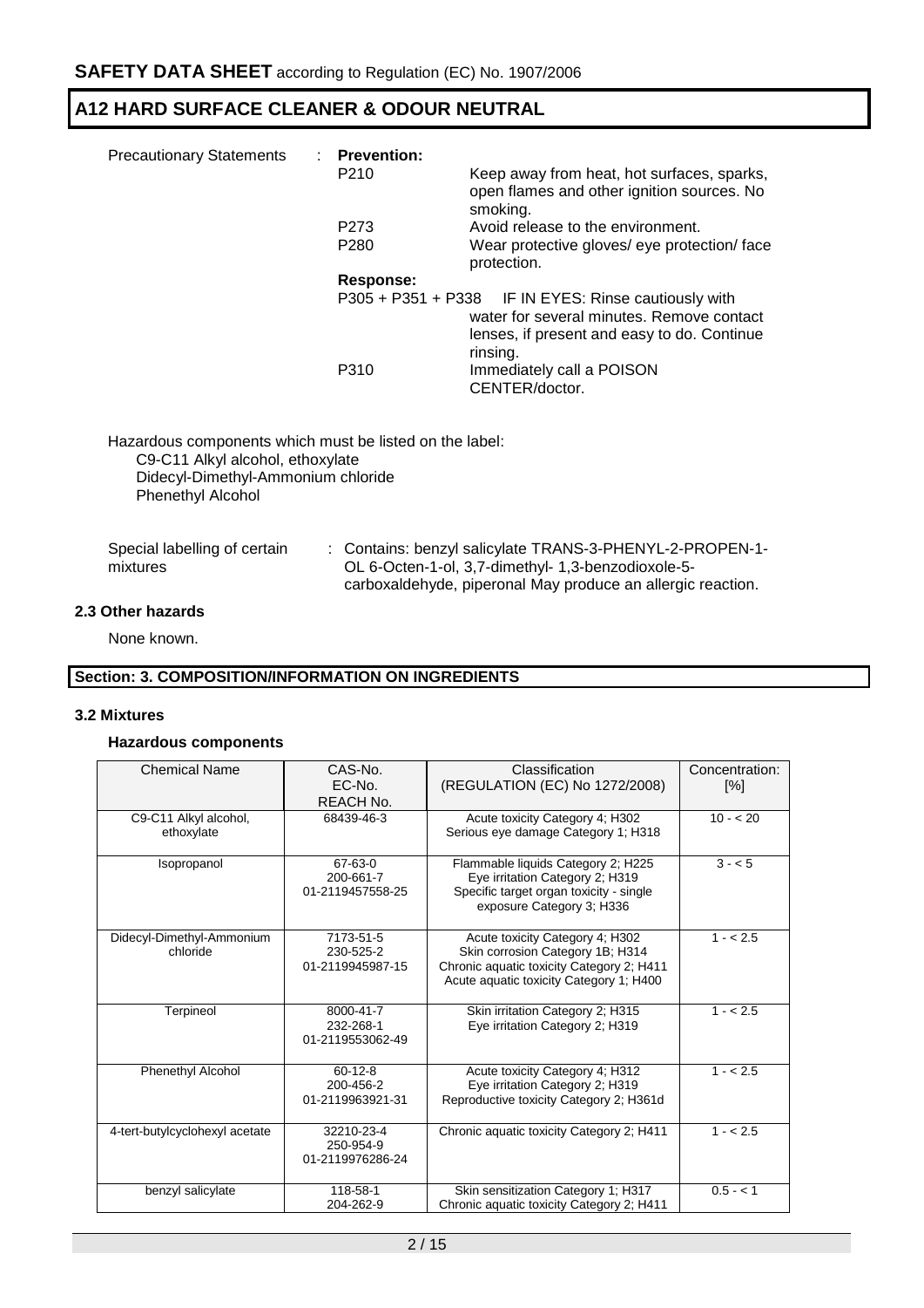| Precautionary Statements | : | **Prevention:** | |
|---|---|---|---|
| | | P210 | Keep away from heat, hot surfaces, sparks, open flames and other ignition sources. No smoking. |
| | | P273 | Avoid release to the environment. |
| | | P280 | Wear protective gloves/ eye protection/ face protection. |
| | | **Response:** | |
| | | P305 + P351 + P338 | IF IN EYES: Rinse cautiously with water for several minutes. Remove contact lenses, if present and easy to do. Continue rinsing. |
| | | P310 | Immediately call a POISON CENTER/doctor. |

Hazardous components which must be listed on the label:
C9-C11 Alkyl alcohol, ethoxylate
Didecyl-Dimethyl-Ammonium chloride
Phenethyl Alcohol

Special labelling of certain mixtures : Contains: benzyl salicylate TRANS-3-PHENYL-2-PROPEN-1-OL 6-Octen-1-ol, 3,7-dimethyl- 1,3-benzodioxole-5-carboxaldehyde, piperonal May produce an allergic reaction.

### 2.3 Other hazards

None known.

## Section: 3. COMPOSITION/INFORMATION ON INGREDIENTS

### 3.2 Mixtures

#### Hazardous components

| Chemical Name | CAS-No.<br>EC-No.<br>REACH No. | Classification<br>(REGULATION (EC) No 1272/2008) | Concentration: [%] |
|---|---|---|---|
| C9-C11 Alkyl alcohol, ethoxylate | 68439-46-3 | Acute toxicity Category 4; H302<br>Serious eye damage Category 1; H318 | 10 - < 20 |
| Isopropanol | 67-63-0<br>200-661-7<br>01-2119457558-25 | Flammable liquids Category 2; H225<br>Eye irritation Category 2; H319<br>Specific target organ toxicity - single exposure Category 3; H336 | 3 - < 5 |
| Didecyl-Dimethyl-Ammonium chloride | 7173-51-5<br>230-525-2<br>01-2119945987-15 | Acute toxicity Category 4; H302<br>Skin corrosion Category 1B; H314<br>Chronic aquatic toxicity Category 2; H411<br>Acute aquatic toxicity Category 1; H400 | 1 - < 2.5 |
| Terpineol | 8000-41-7<br>232-268-1<br>01-2119553062-49 | Skin irritation Category 2; H315<br>Eye irritation Category 2; H319 | 1 - < 2.5 |
| Phenethyl Alcohol | 60-12-8<br>200-456-2<br>01-2119963921-31 | Acute toxicity Category 4; H312<br>Eye irritation Category 2; H319<br>Reproductive toxicity Category 2; H361d | 1 - < 2.5 |
| 4-tert-butylcyclohexyl acetate | 32210-23-4<br>250-954-9<br>01-2119976286-24 | Chronic aquatic toxicity Category 2; H411 | 1 - < 2.5 |
| benzyl salicylate | 118-58-1<br>204-262-9 | Skin sensitization Category 1; H317<br>Chronic aquatic toxicity Category 2; H411 | 0.5 - < 1 |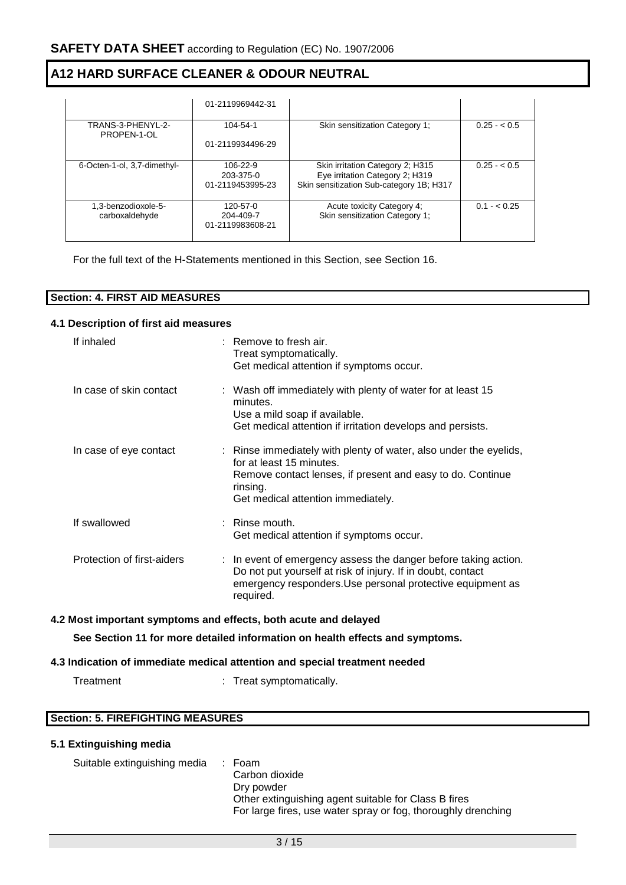| | | | |
|---|---|---|---|
| | 01-2119969442-31 | | |
| TRANS-3-PHENYL-2-PROPEN-1-OL | 104-54-1<br><br>01-2119934496-29 | Skin sensitization Category 1; | 0.25 - < 0.5 |
| 6-Octen-1-ol, 3,7-dimethyl- | 106-22-9<br>203-375-0<br>01-2119453995-23 | Skin irritation Category 2; H315<br>Eye irritation Category 2; H319<br>Skin sensitization Sub-category 1B; H317 | 0.25 - < 0.5 |
| 1,3-benzodioxole-5-carboxaldehyde | 120-57-0<br>204-409-7<br>01-2119983608-21 | Acute toxicity Category 4;<br>Skin sensitization Category 1; | 0.1 - < 0.25 |

For the full text of the H-Statements mentioned in this Section, see Section 16.

## Section: 4. FIRST AID MEASURES

### 4.1 Description of first aid measures

If inhaled : Remove to fresh air.
Treat symptomatically.
Get medical attention if symptoms occur.

In case of skin contact : Wash off immediately with plenty of water for at least 15 minutes.
Use a mild soap if available.
Get medical attention if irritation develops and persists.

In case of eye contact : Rinse immediately with plenty of water, also under the eyelids, for at least 15 minutes.
Remove contact lenses, if present and easy to do. Continue rinsing.
Get medical attention immediately.

If swallowed : Rinse mouth.
Get medical attention if symptoms occur.

Protection of first-aiders : In event of emergency assess the danger before taking action. Do not put yourself at risk of injury. If in doubt, contact emergency responders.Use personal protective equipment as required.

### 4.2 Most important symptoms and effects, both acute and delayed

**See Section 11 for more detailed information on health effects and symptoms.**

### 4.3 Indication of immediate medical attention and special treatment needed

Treatment : Treat symptomatically.

## Section: 5. FIREFIGHTING MEASURES

### 5.1 Extinguishing media

Suitable extinguishing media : Foam
Carbon dioxide
Dry powder
Other extinguishing agent suitable for Class B fires
For large fires, use water spray or fog, thoroughly drenching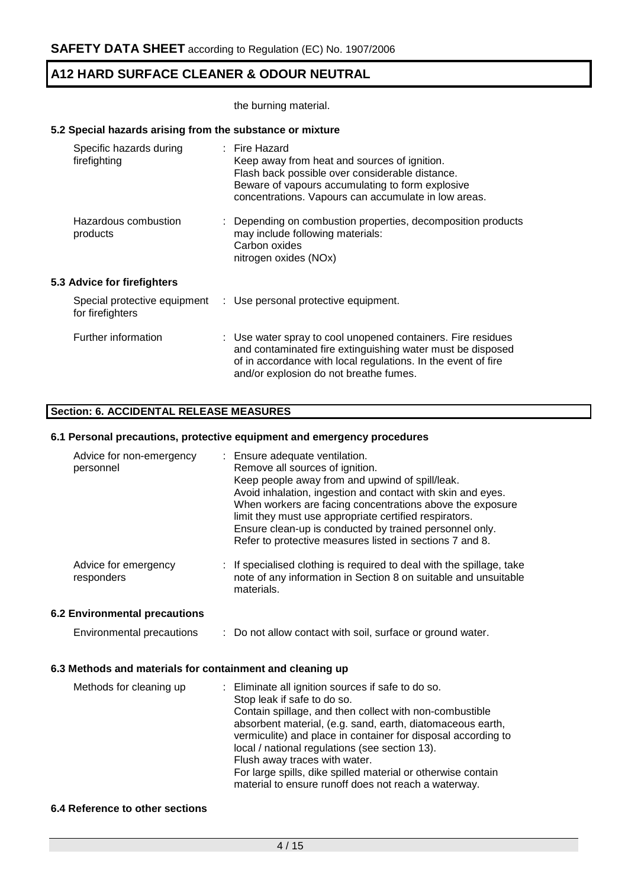the burning material.

### 5.2 Special hazards arising from the substance or mixture

| | |
|---|---|
| Specific hazards during firefighting | : Fire Hazard<br>Keep away from heat and sources of ignition.<br>Flash back possible over considerable distance.<br>Beware of vapours accumulating to form explosive concentrations. Vapours can accumulate in low areas. |
| Hazardous combustion products | : Depending on combustion properties, decomposition products may include following materials:<br>Carbon oxides<br>nitrogen oxides (NOx) |

### 5.3 Advice for firefighters

| | |
|---|---|
| Special protective equipment for firefighters | : Use personal protective equipment. |
| Further information | : Use water spray to cool unopened containers. Fire residues and contaminated fire extinguishing water must be disposed of in accordance with local regulations. In the event of fire and/or explosion do not breathe fumes. |

## Section: 6. ACCIDENTAL RELEASE MEASURES

### 6.1 Personal precautions, protective equipment and emergency procedures

| | |
|---|---|
| Advice for non-emergency personnel | : Ensure adequate ventilation.<br>Remove all sources of ignition.<br>Keep people away from and upwind of spill/leak.<br>Avoid inhalation, ingestion and contact with skin and eyes.<br>When workers are facing concentrations above the exposure limit they must use appropriate certified respirators.<br>Ensure clean-up is conducted by trained personnel only.<br>Refer to protective measures listed in sections 7 and 8. |
| Advice for emergency responders | : If specialised clothing is required to deal with the spillage, take note of any information in Section 8 on suitable and unsuitable materials. |

### 6.2 Environmental precautions

| | |
|---|---|
| Environmental precautions | : Do not allow contact with soil, surface or ground water. |

### 6.3 Methods and materials for containment and cleaning up

| | |
|---|---|
| Methods for cleaning up | : Eliminate all ignition sources if safe to do so.<br>Stop leak if safe to do so.<br>Contain spillage, and then collect with non-combustible absorbent material, (e.g. sand, earth, diatomaceous earth, vermiculite) and place in container for disposal according to local / national regulations (see section 13).<br>Flush away traces with water.<br>For large spills, dike spilled material or otherwise contain material to ensure runoff does not reach a waterway. |

### 6.4 Reference to other sections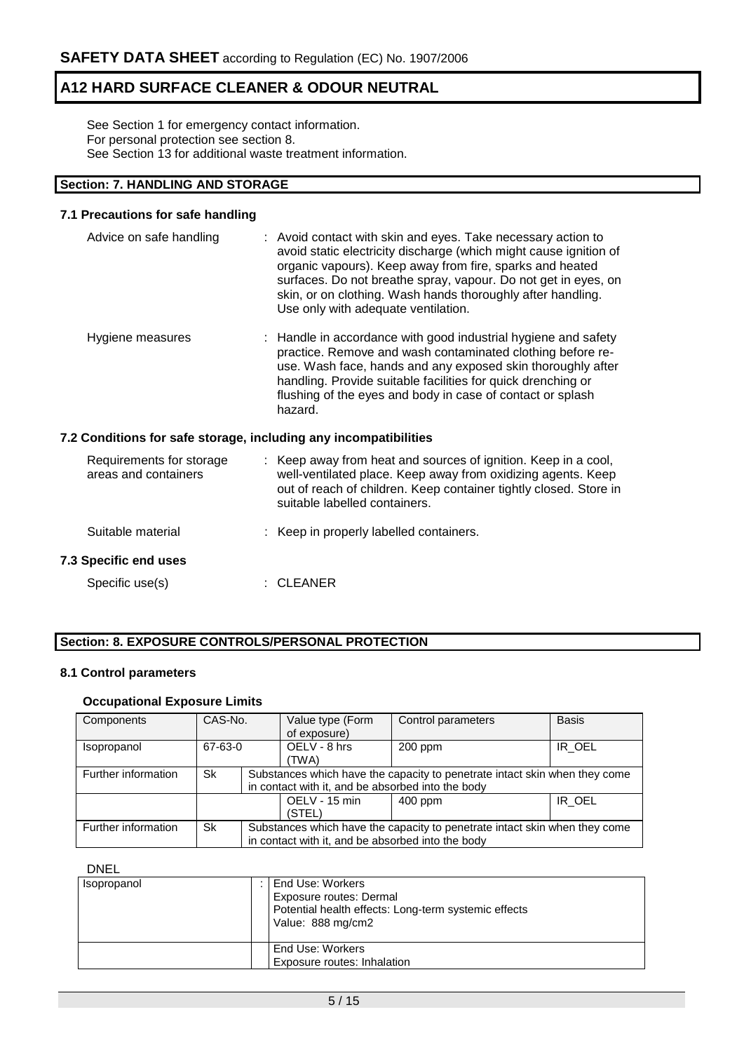See Section 1 for emergency contact information.
For personal protection see section 8.
See Section 13 for additional waste treatment information.

## Section: 7. HANDLING AND STORAGE

### 7.1 Precautions for safe handling

Advice on safe handling : Avoid contact with skin and eyes. Take necessary action to avoid static electricity discharge (which might cause ignition of organic vapours). Keep away from fire, sparks and heated surfaces. Do not breathe spray, vapour. Do not get in eyes, on skin, or on clothing. Wash hands thoroughly after handling. Use only with adequate ventilation.

Hygiene measures : Handle in accordance with good industrial hygiene and safety practice. Remove and wash contaminated clothing before re-use. Wash face, hands and any exposed skin thoroughly after handling. Provide suitable facilities for quick drenching or flushing of the eyes and body in case of contact or splash hazard.

### 7.2 Conditions for safe storage, including any incompatibilities

Requirements for storage areas and containers : Keep away from heat and sources of ignition. Keep in a cool, well-ventilated place. Keep away from oxidizing agents. Keep out of reach of children. Keep container tightly closed. Store in suitable labelled containers.

Suitable material : Keep in properly labelled containers.

### 7.3 Specific end uses

Specific use(s) : CLEANER

## Section: 8. EXPOSURE CONTROLS/PERSONAL PROTECTION

### 8.1 Control parameters

**Occupational Exposure Limits**

| Components | CAS-No. | Value type (Form of exposure) | Control parameters | Basis |
|---|---|---|---|---|
| Isopropanol | 67-63-0 | OELV - 8 hrs (TWA) | 200 ppm | IR_OEL |
| Further information | Sk | Substances which have the capacity to penetrate intact skin when they come in contact with it, and be absorbed into the body | | |
| | | OELV - 15 min (STEL) | 400 ppm | IR_OEL |
| Further information | Sk | Substances which have the capacity to penetrate intact skin when they come in contact with it, and be absorbed into the body | | |

DNEL

| | | |
|---|---|---|
| Isopropanol | : | End Use: Workers<br>Exposure routes: Dermal<br>Potential health effects: Long-term systemic effects<br>Value: 888 mg/cm2 |
| | | End Use: Workers<br>Exposure routes: Inhalation |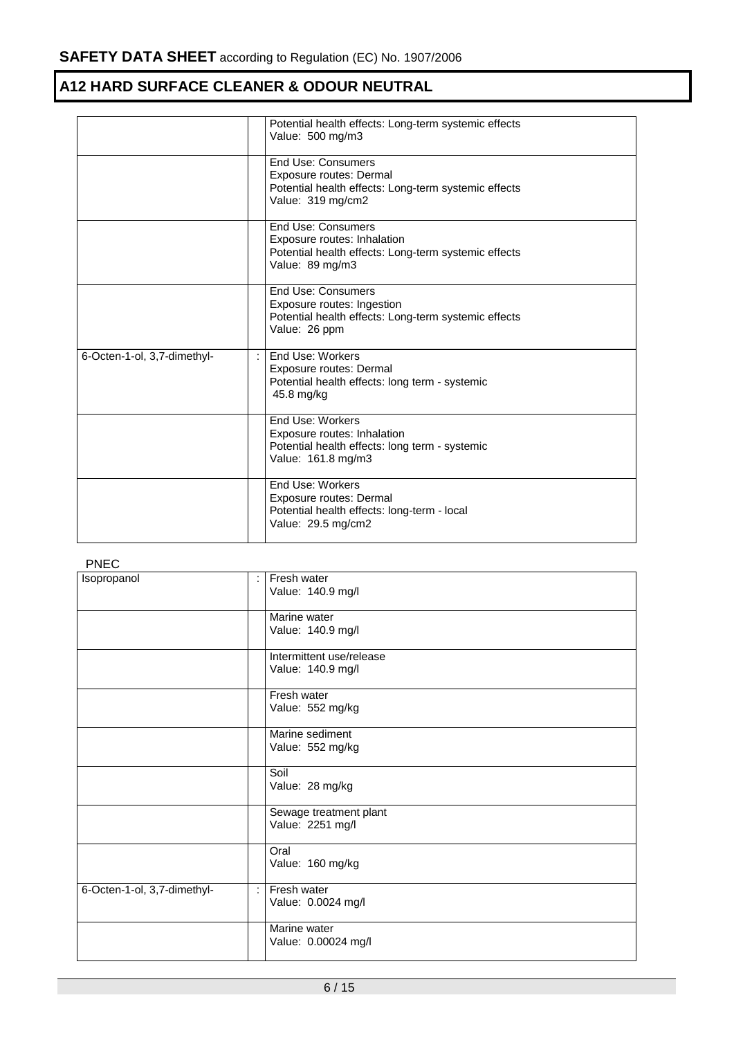| | | |
|---|---|---|
| | | Potential health effects: Long-term systemic effects<br>Value: 500 mg/m3 |
| | | End Use: Consumers<br>Exposure routes: Dermal<br>Potential health effects: Long-term systemic effects<br>Value: 319 mg/cm2 |
| | | End Use: Consumers<br>Exposure routes: Inhalation<br>Potential health effects: Long-term systemic effects<br>Value: 89 mg/m3 |
| | | End Use: Consumers<br>Exposure routes: Ingestion<br>Potential health effects: Long-term systemic effects<br>Value: 26 ppm |
| 6-Octen-1-ol, 3,7-dimethyl- | : | End Use: Workers<br>Exposure routes: Dermal<br>Potential health effects: long term - systemic<br>45.8 mg/kg |
| | | End Use: Workers<br>Exposure routes: Inhalation<br>Potential health effects: long term - systemic<br>Value: 161.8 mg/m3 |
| | | End Use: Workers<br>Exposure routes: Dermal<br>Potential health effects: long-term - local<br>Value: 29.5 mg/cm2 |

PNEC

| | | |
|---|---|---|
| Isopropanol | : | Fresh water<br>Value: 140.9 mg/l |
| | | Marine water<br>Value: 140.9 mg/l |
| | | Intermittent use/release<br>Value: 140.9 mg/l |
| | | Fresh water<br>Value: 552 mg/kg |
| | | Marine sediment<br>Value: 552 mg/kg |
| | | Soil<br>Value: 28 mg/kg |
| | | Sewage treatment plant<br>Value: 2251 mg/l |
| | | Oral<br>Value: 160 mg/kg |
| 6-Octen-1-ol, 3,7-dimethyl- | : | Fresh water<br>Value: 0.0024 mg/l |
| | | Marine water<br>Value: 0.00024 mg/l |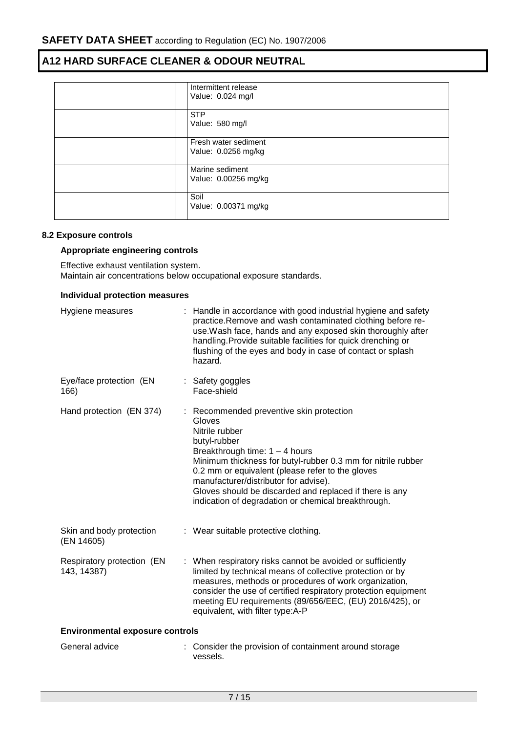| | |
|---|---|
| | Intermittent release<br>Value: 0.024 mg/l |
| | STP<br>Value: 580 mg/l |
| | Fresh water sediment<br>Value: 0.0256 mg/kg |
| | Marine sediment<br>Value: 0.00256 mg/kg |
| | Soil<br>Value: 0.00371 mg/kg |

### 8.2 Exposure controls

#### Appropriate engineering controls

Effective exhaust ventilation system.
Maintain air concentrations below occupational exposure standards.

#### Individual protection measures

| | |
|---|---|
| Hygiene measures | : Handle in accordance with good industrial hygiene and safety practice.Remove and wash contaminated clothing before re-use.Wash face, hands and any exposed skin thoroughly after handling.Provide suitable facilities for quick drenching or flushing of the eyes and body in case of contact or splash hazard. |
| Eye/face protection (EN 166) | : Safety goggles<br>Face-shield |
| Hand protection (EN 374) | : Recommended preventive skin protection<br>Gloves<br>Nitrile rubber<br>butyl-rubber<br>Breakthrough time: 1 – 4 hours<br>Minimum thickness for butyl-rubber 0.3 mm for nitrile rubber 0.2 mm or equivalent (please refer to the gloves manufacturer/distributor for advise).<br>Gloves should be discarded and replaced if there is any indication of degradation or chemical breakthrough. |
| Skin and body protection (EN 14605) | : Wear suitable protective clothing. |
| Respiratory protection (EN 143, 14387) | : When respiratory risks cannot be avoided or sufficiently limited by technical means of collective protection or by measures, methods or procedures of work organization, consider the use of certified respiratory protection equipment meeting EU requirements (89/656/EEC, (EU) 2016/425), or equivalent, with filter type:A-P |

#### Environmental exposure controls

| | |
|---|---|
| General advice | : Consider the provision of containment around storage vessels. |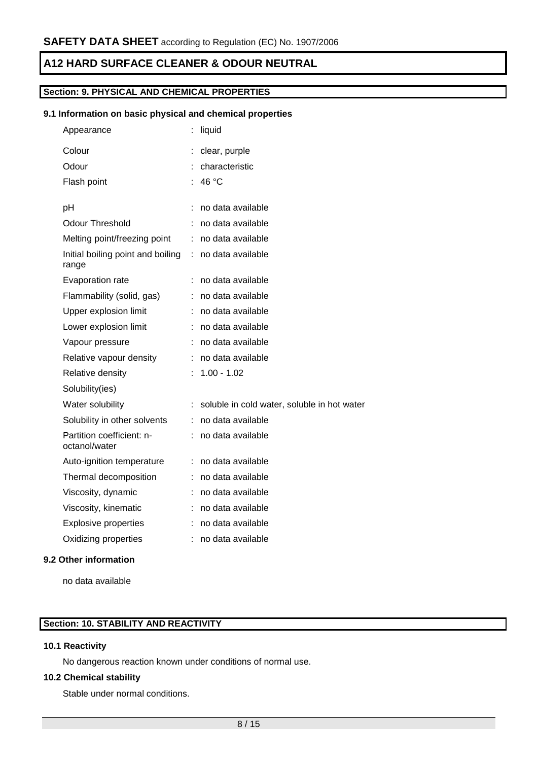## Section: 9. PHYSICAL AND CHEMICAL PROPERTIES

### 9.1 Information on basic physical and chemical properties

| Property | Value |
|---|---|
| Appearance | : liquid |
| Colour | : clear, purple |
| Odour | : characteristic |
| Flash point | : 46 °C |
| pH | : no data available |
| Odour Threshold | : no data available |
| Melting point/freezing point | : no data available |
| Initial boiling point and boiling range | : no data available |
| Evaporation rate | : no data available |
| Flammability (solid, gas) | : no data available |
| Upper explosion limit | : no data available |
| Lower explosion limit | : no data available |
| Vapour pressure | : no data available |
| Relative vapour density | : no data available |
| Relative density | : 1.00 - 1.02 |
| Solubility(ies) | |
| Water solubility | : soluble in cold water, soluble in hot water |
| Solubility in other solvents | : no data available |
| Partition coefficient: n-octanol/water | : no data available |
| Auto-ignition temperature | : no data available |
| Thermal decomposition | : no data available |
| Viscosity, dynamic | : no data available |
| Viscosity, kinematic | : no data available |
| Explosive properties | : no data available |
| Oxidizing properties | : no data available |

### 9.2 Other information

no data available

## Section: 10. STABILITY AND REACTIVITY

### 10.1 Reactivity

No dangerous reaction known under conditions of normal use.

### 10.2 Chemical stability

Stable under normal conditions.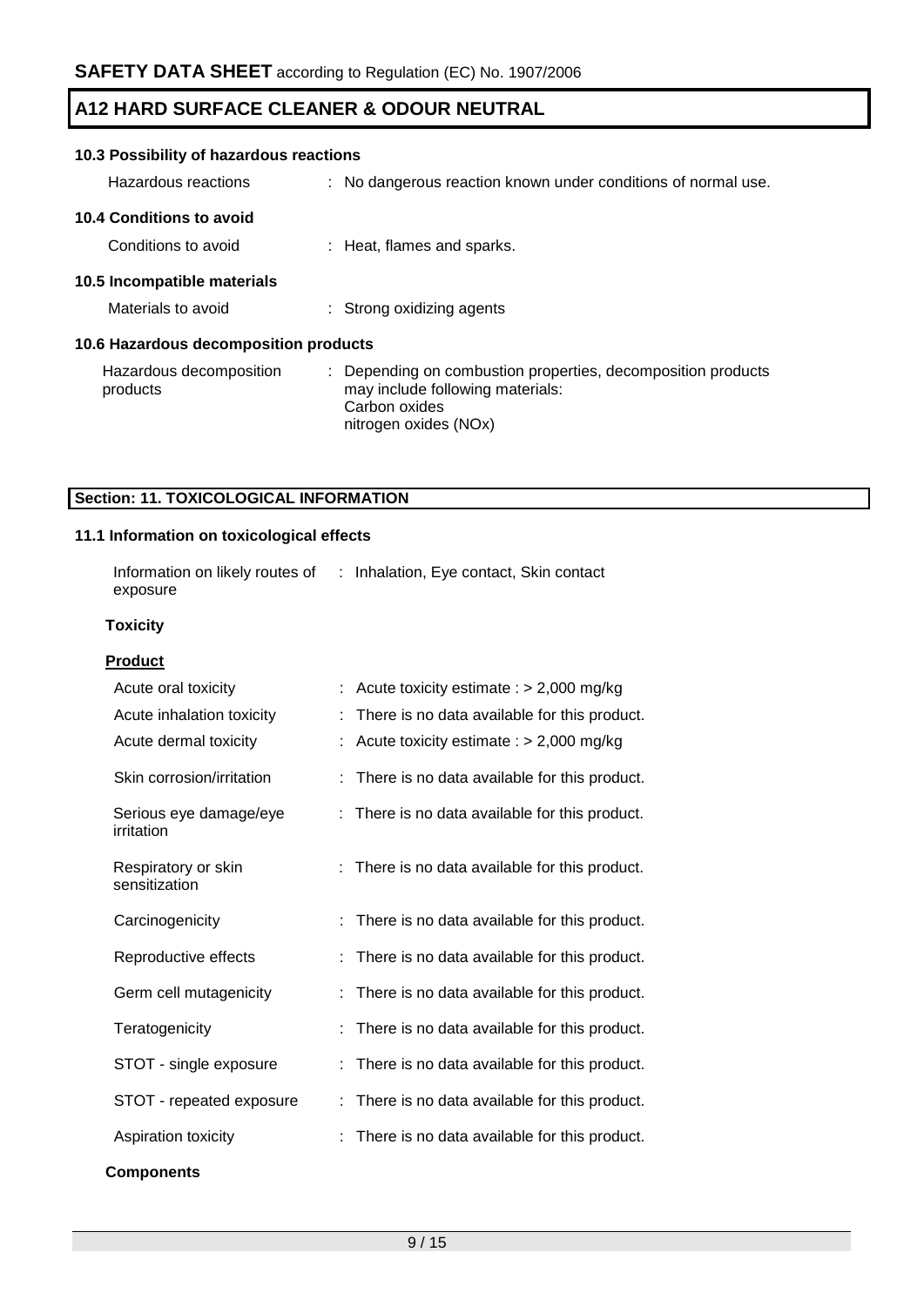### 10.3 Possibility of hazardous reactions

| | |
|---|---|
| Hazardous reactions | : No dangerous reaction known under conditions of normal use. |

### 10.4 Conditions to avoid

| | |
|---|---|
| Conditions to avoid | : Heat, flames and sparks. |

### 10.5 Incompatible materials

| | |
|---|---|
| Materials to avoid | : Strong oxidizing agents |

### 10.6 Hazardous decomposition products

| | |
|---|---|
| Hazardous decomposition products | : Depending on combustion properties, decomposition products may include following materials:<br>Carbon oxides<br>nitrogen oxides (NOx) |

## Section: 11. TOXICOLOGICAL INFORMATION

### 11.1 Information on toxicological effects

| | |
|---|---|
| Information on likely routes of exposure | : Inhalation, Eye contact, Skin contact |

**Toxicity**

**Product**

| | |
|---|---|
| Acute oral toxicity | : Acute toxicity estimate : > 2,000 mg/kg |
| Acute inhalation toxicity | : There is no data available for this product. |
| Acute dermal toxicity | : Acute toxicity estimate : > 2,000 mg/kg |
| Skin corrosion/irritation | : There is no data available for this product. |
| Serious eye damage/eye irritation | : There is no data available for this product. |
| Respiratory or skin sensitization | : There is no data available for this product. |
| Carcinogenicity | : There is no data available for this product. |
| Reproductive effects | : There is no data available for this product. |
| Germ cell mutagenicity | : There is no data available for this product. |
| Teratogenicity | : There is no data available for this product. |
| STOT - single exposure | : There is no data available for this product. |
| STOT - repeated exposure | : There is no data available for this product. |
| Aspiration toxicity | : There is no data available for this product. |

**Components**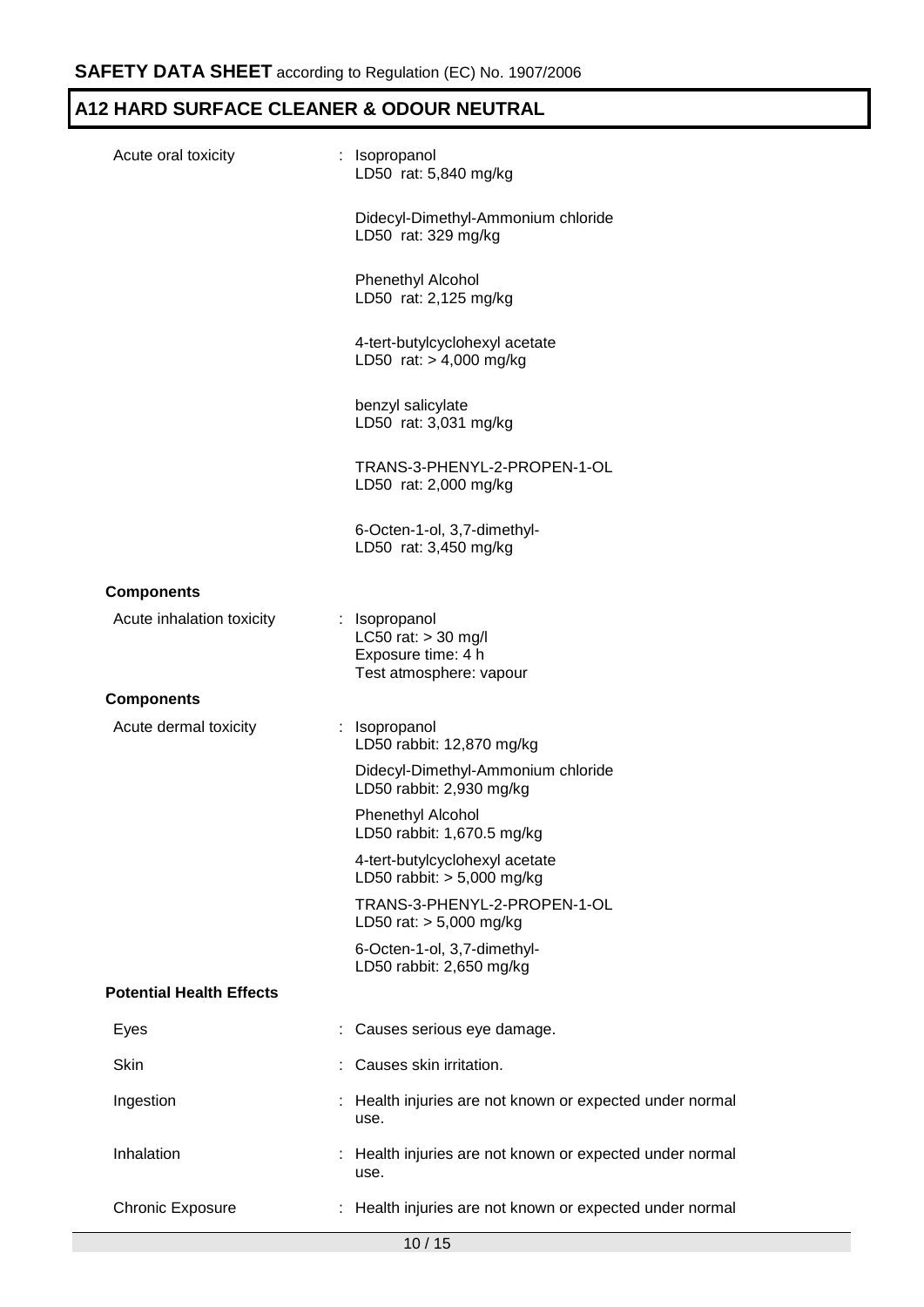| | | |
|---|---|---|
| Acute oral toxicity | : | Isopropanol<br>LD50 rat: 5,840 mg/kg<br><br>Didecyl-Dimethyl-Ammonium chloride<br>LD50 rat: 329 mg/kg<br><br>Phenethyl Alcohol<br>LD50 rat: 2,125 mg/kg<br><br>4-tert-butylcyclohexyl acetate<br>LD50 rat: > 4,000 mg/kg<br><br>benzyl salicylate<br>LD50 rat: 3,031 mg/kg<br><br>TRANS-3-PHENYL-2-PROPEN-1-OL<br>LD50 rat: 2,000 mg/kg<br><br>6-Octen-1-ol, 3,7-dimethyl-<br>LD50 rat: 3,450 mg/kg |

**Components**

| | | |
|---|---|---|
| Acute inhalation toxicity | : | Isopropanol<br>LC50 rat: > 30 mg/l<br>Exposure time: 4 h<br>Test atmosphere: vapour |

**Components**

| | | |
|---|---|---|
| Acute dermal toxicity | : | Isopropanol<br>LD50 rabbit: 12,870 mg/kg<br><br>Didecyl-Dimethyl-Ammonium chloride<br>LD50 rabbit: 2,930 mg/kg<br><br>Phenethyl Alcohol<br>LD50 rabbit: 1,670.5 mg/kg<br><br>4-tert-butylcyclohexyl acetate<br>LD50 rabbit: > 5,000 mg/kg<br><br>TRANS-3-PHENYL-2-PROPEN-1-OL<br>LD50 rat: > 5,000 mg/kg<br><br>6-Octen-1-ol, 3,7-dimethyl-<br>LD50 rabbit: 2,650 mg/kg |

**Potential Health Effects**

| | | |
|---|---|---|
| Eyes | : | Causes serious eye damage. |
| Skin | : | Causes skin irritation. |
| Ingestion | : | Health injuries are not known or expected under normal use. |
| Inhalation | : | Health injuries are not known or expected under normal use. |
| Chronic Exposure | : | Health injuries are not known or expected under normal |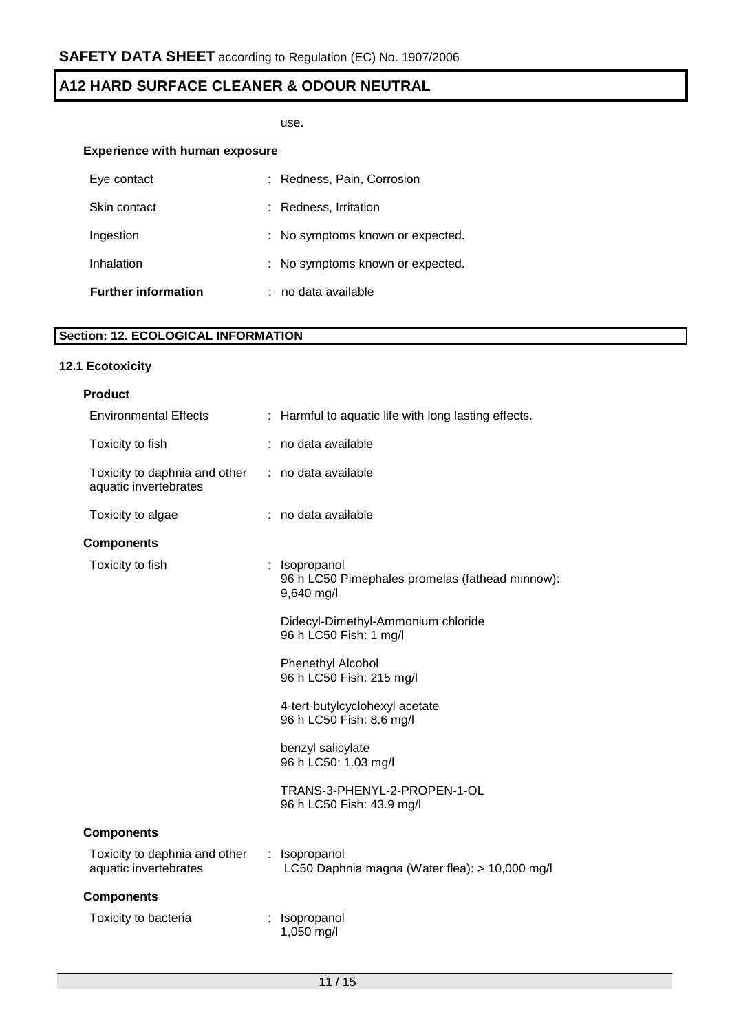use.

**Experience with human exposure**

| | |
|---|---|
| Eye contact | : Redness, Pain, Corrosion |
| Skin contact | : Redness, Irritation |
| Ingestion | : No symptoms known or expected. |
| Inhalation | : No symptoms known or expected. |
| **Further information** | : no data available |

## Section: 12. ECOLOGICAL INFORMATION

### 12.1 Ecotoxicity

**Product**

| | |
|---|---|
| Environmental Effects | : Harmful to aquatic life with long lasting effects. |
| Toxicity to fish | : no data available |
| Toxicity to daphnia and other aquatic invertebrates | : no data available |
| Toxicity to algae | : no data available |

**Components**

Toxicity to fish :

Isopropanol
96 h LC50 Pimephales promelas (fathead minnow): 9,640 mg/l

Didecyl-Dimethyl-Ammonium chloride
96 h LC50 Fish: 1 mg/l

Phenethyl Alcohol
96 h LC50 Fish: 215 mg/l

4-tert-butylcyclohexyl acetate
96 h LC50 Fish: 8.6 mg/l

benzyl salicylate
96 h LC50: 1.03 mg/l

TRANS-3-PHENYL-2-PROPEN-1-OL
96 h LC50 Fish: 43.9 mg/l

**Components**

Toxicity to daphnia and other aquatic invertebrates :

Isopropanol
LC50 Daphnia magna (Water flea): > 10,000 mg/l

**Components**

Toxicity to bacteria :

Isopropanol
1,050 mg/l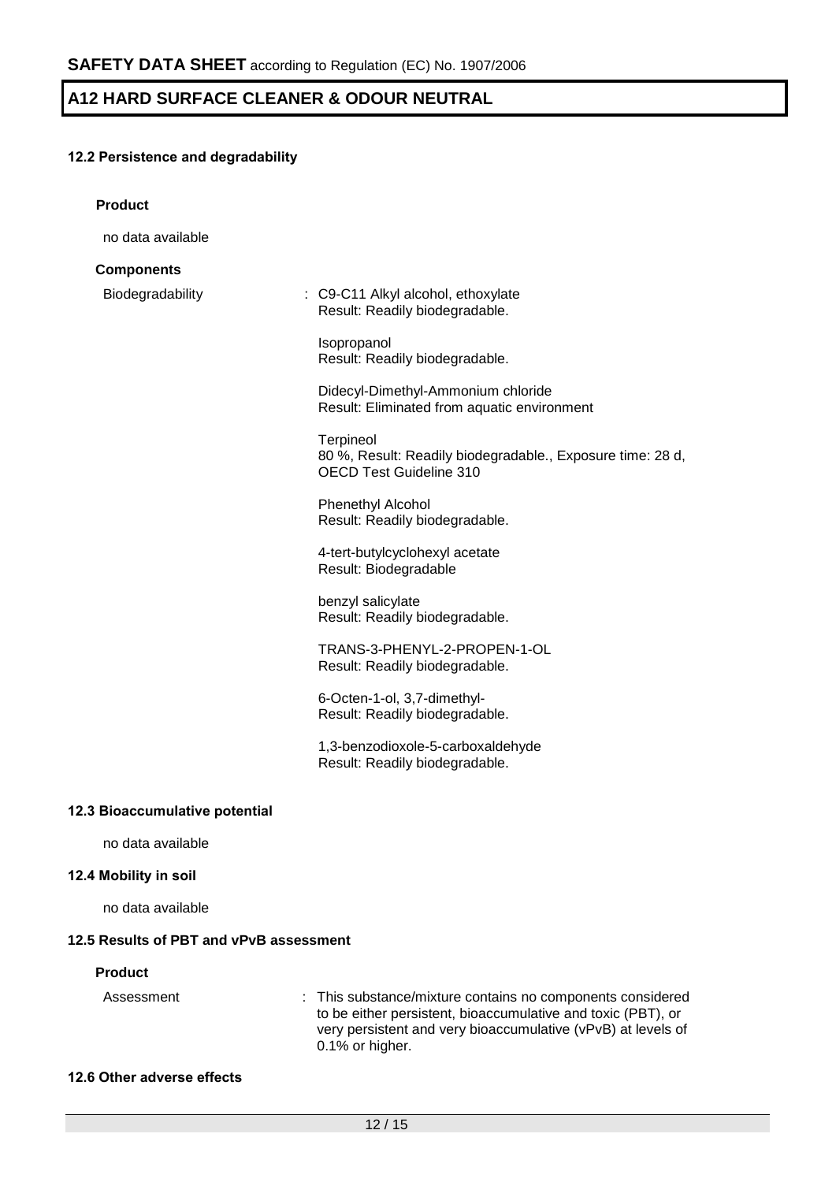### 12.2 Persistence and degradability

**Product**

no data available

**Components**

Biodegradability : C9-C11 Alkyl alcohol, ethoxylate
Result: Readily biodegradable.

Isopropanol
Result: Readily biodegradable.

Didecyl-Dimethyl-Ammonium chloride
Result: Eliminated from aquatic environment

Terpineol
80 %, Result: Readily biodegradable., Exposure time: 28 d,
OECD Test Guideline 310

Phenethyl Alcohol
Result: Readily biodegradable.

4-tert-butylcyclohexyl acetate
Result: Biodegradable

benzyl salicylate
Result: Readily biodegradable.

TRANS-3-PHENYL-2-PROPEN-1-OL
Result: Readily biodegradable.

6-Octen-1-ol, 3,7-dimethyl-
Result: Readily biodegradable.

1,3-benzodioxole-5-carboxaldehyde
Result: Readily biodegradable.

### 12.3 Bioaccumulative potential

no data available

### 12.4 Mobility in soil

no data available

### 12.5 Results of PBT and vPvB assessment

**Product**

Assessment : This substance/mixture contains no components considered to be either persistent, bioaccumulative and toxic (PBT), or very persistent and very bioaccumulative (vPvB) at levels of 0.1% or higher.

### 12.6 Other adverse effects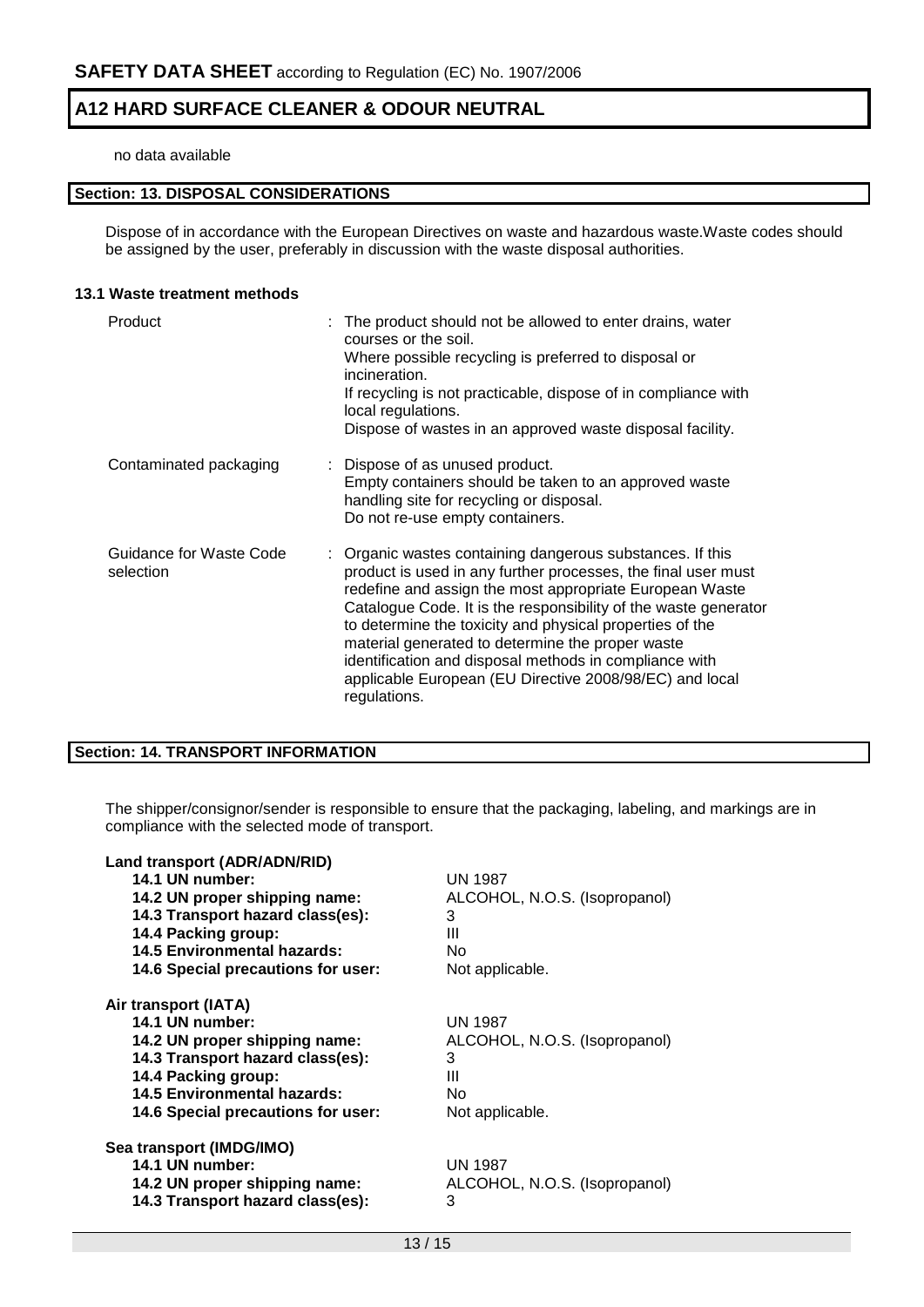no data available

## Section: 13. DISPOSAL CONSIDERATIONS

Dispose of in accordance with the European Directives on waste and hazardous waste.Waste codes should be assigned by the user, preferably in discussion with the waste disposal authorities.

### 13.1 Waste treatment methods

| | |
|---|---|
| Product | : The product should not be allowed to enter drains, water courses or the soil. Where possible recycling is preferred to disposal or incineration. If recycling is not practicable, dispose of in compliance with local regulations. Dispose of wastes in an approved waste disposal facility. |
| Contaminated packaging | : Dispose of as unused product. Empty containers should be taken to an approved waste handling site for recycling or disposal. Do not re-use empty containers. |
| Guidance for Waste Code selection | : Organic wastes containing dangerous substances. If this product is used in any further processes, the final user must redefine and assign the most appropriate European Waste Catalogue Code. It is the responsibility of the waste generator to determine the toxicity and physical properties of the material generated to determine the proper waste identification and disposal methods in compliance with applicable European (EU Directive 2008/98/EC) and local regulations. |

## Section: 14. TRANSPORT INFORMATION

The shipper/consignor/sender is responsible to ensure that the packaging, labeling, and markings are in compliance with the selected mode of transport.

**Land transport (ADR/ADN/RID)**

| | |
|---|---|
| **14.1 UN number:** | UN 1987 |
| **14.2 UN proper shipping name:** | ALCOHOL, N.O.S. (Isopropanol) |
| **14.3 Transport hazard class(es):** | 3 |
| **14.4 Packing group:** | III |
| **14.5 Environmental hazards:** | No |
| **14.6 Special precautions for user:** | Not applicable. |

**Air transport (IATA)**

| | |
|---|---|
| **14.1 UN number:** | UN 1987 |
| **14.2 UN proper shipping name:** | ALCOHOL, N.O.S. (Isopropanol) |
| **14.3 Transport hazard class(es):** | 3 |
| **14.4 Packing group:** | III |
| **14.5 Environmental hazards:** | No |
| **14.6 Special precautions for user:** | Not applicable. |

**Sea transport (IMDG/IMO)**

| | |
|---|---|
| **14.1 UN number:** | UN 1987 |
| **14.2 UN proper shipping name:** | ALCOHOL, N.O.S. (Isopropanol) |
| **14.3 Transport hazard class(es):** | 3 |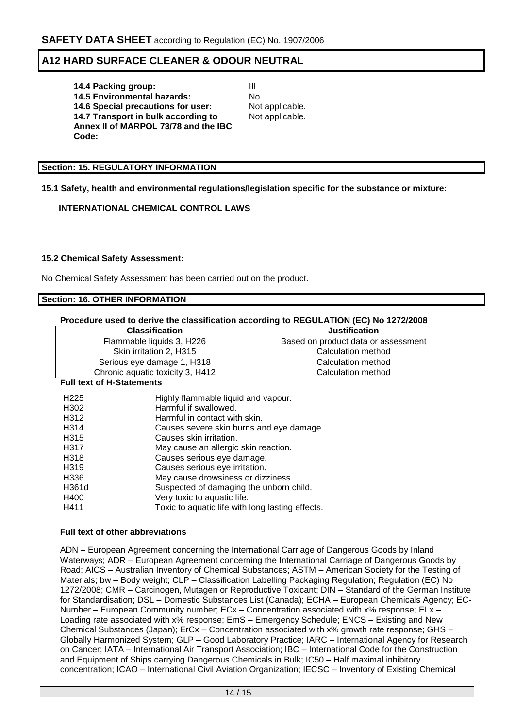**14.4 Packing group:** III
**14.5 Environmental hazards:** No
**14.6 Special precautions for user:** Not applicable.
**14.7 Transport in bulk according to Annex II of MARPOL 73/78 and the IBC Code:** Not applicable.

## Section: 15. REGULATORY INFORMATION

**15.1 Safety, health and environmental regulations/legislation specific for the substance or mixture:**

**INTERNATIONAL CHEMICAL CONTROL LAWS**

**15.2 Chemical Safety Assessment:**

No Chemical Safety Assessment has been carried out on the product.

## Section: 16. OTHER INFORMATION

**Procedure used to derive the classification according to REGULATION (EC) No 1272/2008**

| Classification | Justification |
|---|---|
| Flammable liquids 3, H226 | Based on product data or assessment |
| Skin irritation 2, H315 | Calculation method |
| Serious eye damage 1, H318 | Calculation method |
| Chronic aquatic toxicity 3, H412 | Calculation method |

**Full text of H-Statements**

| | |
|---|---|
| H225 | Highly flammable liquid and vapour. |
| H302 | Harmful if swallowed. |
| H312 | Harmful in contact with skin. |
| H314 | Causes severe skin burns and eye damage. |
| H315 | Causes skin irritation. |
| H317 | May cause an allergic skin reaction. |
| H318 | Causes serious eye damage. |
| H319 | Causes serious eye irritation. |
| H336 | May cause drowsiness or dizziness. |
| H361d | Suspected of damaging the unborn child. |
| H400 | Very toxic to aquatic life. |
| H411 | Toxic to aquatic life with long lasting effects. |

**Full text of other abbreviations**

ADN – European Agreement concerning the International Carriage of Dangerous Goods by Inland Waterways; ADR – European Agreement concerning the International Carriage of Dangerous Goods by Road; AICS – Australian Inventory of Chemical Substances; ASTM – American Society for the Testing of Materials; bw – Body weight; CLP – Classification Labelling Packaging Regulation; Regulation (EC) No 1272/2008; CMR – Carcinogen, Mutagen or Reproductive Toxicant; DIN – Standard of the German Institute for Standardisation; DSL – Domestic Substances List (Canada); ECHA – European Chemicals Agency; EC-Number – European Community number; ECx – Concentration associated with x% response; ELx – Loading rate associated with x% response; EmS – Emergency Schedule; ENCS – Existing and New Chemical Substances (Japan); ErCx – Concentration associated with x% growth rate response; GHS – Globally Harmonized System; GLP – Good Laboratory Practice; IARC – International Agency for Research on Cancer; IATA – International Air Transport Association; IBC – International Code for the Construction and Equipment of Ships carrying Dangerous Chemicals in Bulk; IC50 – Half maximal inhibitory concentration; ICAO – International Civil Aviation Organization; IECSC – Inventory of Existing Chemical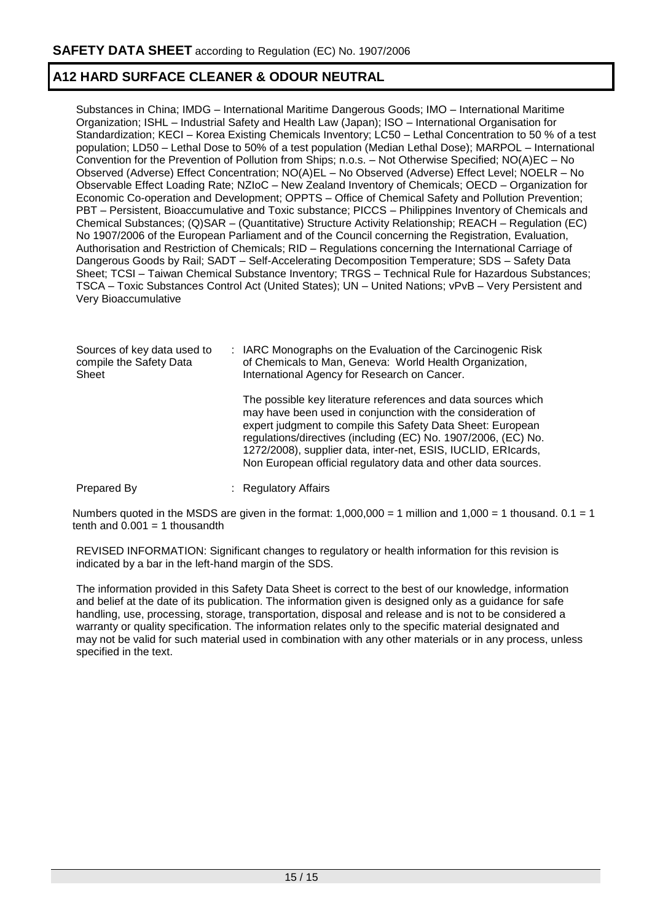Substances in China; IMDG – International Maritime Dangerous Goods; IMO – International Maritime Organization; ISHL – Industrial Safety and Health Law (Japan); ISO – International Organisation for Standardization; KECI – Korea Existing Chemicals Inventory; LC50 – Lethal Concentration to 50 % of a test population; LD50 – Lethal Dose to 50% of a test population (Median Lethal Dose); MARPOL – International Convention for the Prevention of Pollution from Ships; n.o.s. – Not Otherwise Specified; NO(A)EC – No Observed (Adverse) Effect Concentration; NO(A)EL – No Observed (Adverse) Effect Level; NOELR – No Observable Effect Loading Rate; NZIoC – New Zealand Inventory of Chemicals; OECD – Organization for Economic Co-operation and Development; OPPTS – Office of Chemical Safety and Pollution Prevention; PBT – Persistent, Bioaccumulative and Toxic substance; PICCS – Philippines Inventory of Chemicals and Chemical Substances; (Q)SAR – (Quantitative) Structure Activity Relationship; REACH – Regulation (EC) No 1907/2006 of the European Parliament and of the Council concerning the Registration, Evaluation, Authorisation and Restriction of Chemicals; RID – Regulations concerning the International Carriage of Dangerous Goods by Rail; SADT – Self-Accelerating Decomposition Temperature; SDS – Safety Data Sheet; TCSI – Taiwan Chemical Substance Inventory; TRGS – Technical Rule for Hazardous Substances; TSCA – Toxic Substances Control Act (United States); UN – United Nations; vPvB – Very Persistent and Very Bioaccumulative

Sources of key data used to compile the Safety Data Sheet : IARC Monographs on the Evaluation of the Carcinogenic Risk of Chemicals to Man, Geneva: World Health Organization, International Agency for Research on Cancer.

The possible key literature references and data sources which may have been used in conjunction with the consideration of expert judgment to compile this Safety Data Sheet: European regulations/directives (including (EC) No. 1907/2006, (EC) No. 1272/2008), supplier data, inter-net, ESIS, IUCLID, ERIcards, Non European official regulatory data and other data sources.

Prepared By : Regulatory Affairs

Numbers quoted in the MSDS are given in the format: 1,000,000 = 1 million and 1,000 = 1 thousand. 0.1 = 1 tenth and 0.001 = 1 thousandth

REVISED INFORMATION: Significant changes to regulatory or health information for this revision is indicated by a bar in the left-hand margin of the SDS.

The information provided in this Safety Data Sheet is correct to the best of our knowledge, information and belief at the date of its publication. The information given is designed only as a guidance for safe handling, use, processing, storage, transportation, disposal and release and is not to be considered a warranty or quality specification. The information relates only to the specific material designated and may not be valid for such material used in combination with any other materials or in any process, unless specified in the text.